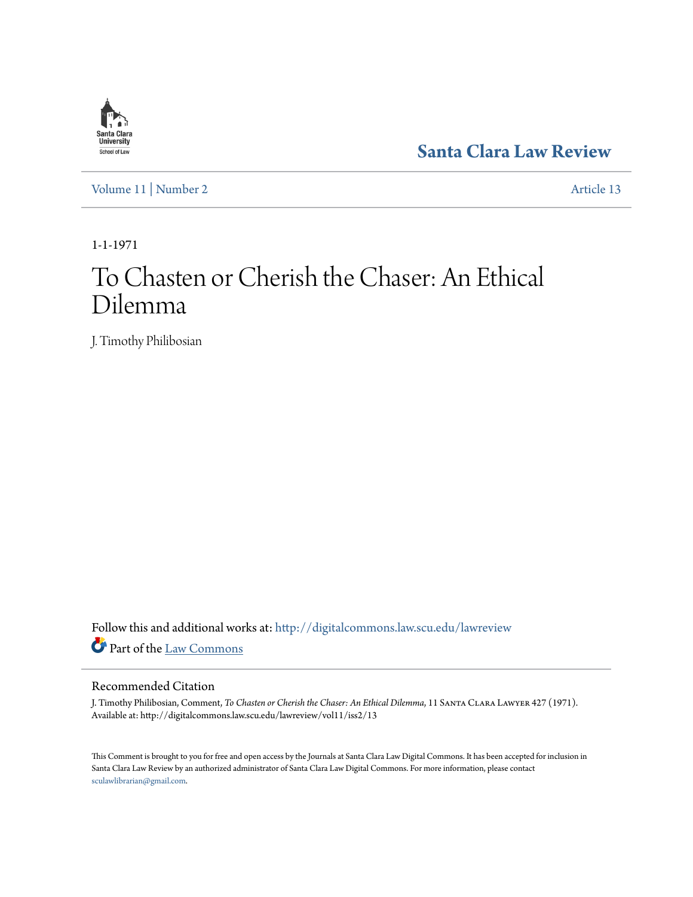Santa Clara Law Review

Volume 11 | Number 2 Article 13

1-1-1971

# To Chasten or Cherish the Chaser: An Ethical Dilemma

J. Timothy Philibosian

Follow this and additional works at: http://digitalcommons.law.scu.edu/lawreview

Part of the Law Commons

## Recommended Citation

J. Timothy Philibosian, Comment, *To Chasten or Cherish the Chaser: An Ethical Dilemma*, 11 Santa Clara Lawyer 427 (1971).
Available at: http://digitalcommons.law.scu.edu/lawreview/vol11/iss2/13

This Comment is brought to you for free and open access by the Journals at Santa Clara Law Digital Commons. It has been accepted for inclusion in Santa Clara Law Review by an authorized administrator of Santa Clara Law Digital Commons. For more information, please contact sculawlibrarian@gmail.com.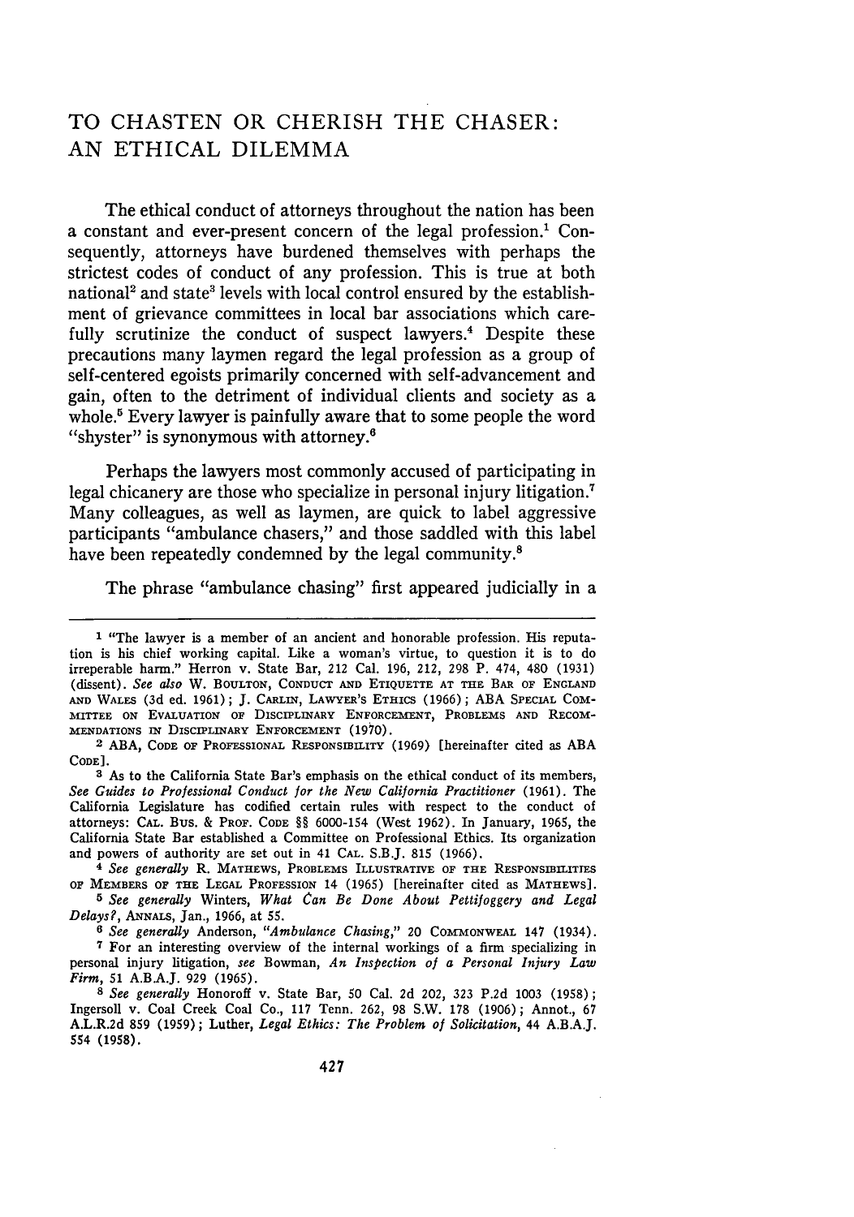# TO CHASTEN OR CHERISH THE CHASER: AN ETHICAL DILEMMA

The ethical conduct of attorneys throughout the nation has been a constant and ever-present concern of the legal profession.[1] Consequently, attorneys have burdened themselves with perhaps the strictest codes of conduct of any profession. This is true at both national[2] and state[3] levels with local control ensured by the establishment of grievance committees in local bar associations which carefully scrutinize the conduct of suspect lawyers.[4] Despite these precautions many laymen regard the legal profession as a group of self-centered egoists primarily concerned with self-advancement and gain, often to the detriment of individual clients and society as a whole.[5] Every lawyer is painfully aware that to some people the word "shyster" is synonymous with attorney.[6]

Perhaps the lawyers most commonly accused of participating in legal chicanery are those who specialize in personal injury litigation.[7] Many colleagues, as well as laymen, are quick to label aggressive participants "ambulance chasers," and those saddled with this label have been repeatedly condemned by the legal community.[8]

The phrase "ambulance chasing" first appeared judicially in a

---

[1] "The lawyer is a member of an ancient and honorable profession. His reputation is his chief working capital. Like a woman's virtue, to question it is to do irreperable harm." Herron v. State Bar, 212 Cal. 196, 212, 298 P. 474, 480 (1931) (dissent). *See also* W. BOULTON, CONDUCT AND ETIQUETTE AT THE BAR OF ENGLAND AND WALES (3d ed. 1961); J. CARLIN, LAWYER'S ETHICS (1966); ABA SPECIAL COMMITTEE ON EVALUATION OF DISCIPLINARY ENFORCEMENT, PROBLEMS AND RECOMMENDATIONS IN DISCIPLINARY ENFORCEMENT (1970).

[2] ABA, CODE OF PROFESSIONAL RESPONSIBILITY (1969) [hereinafter cited as ABA CODE].

[3] As to the California State Bar's emphasis on the ethical conduct of its members, *See Guides to Professional Conduct for the New California Practitioner* (1961). The California Legislature has codified certain rules with respect to the conduct of attorneys: CAL. BUS. & PROF. CODE §§ 6000-154 (West 1962). In January, 1965, the California State Bar established a Committee on Professional Ethics. Its organization and powers of authority are set out in 41 CAL. S.B.J. 815 (1966).

[4] *See generally* R. MATHEWS, PROBLEMS ILLUSTRATIVE OF THE RESPONSIBILITIES OF MEMBERS OF THE LEGAL PROFESSION 14 (1965) [hereinafter cited as MATHEWS].

[5] *See generally* Winters, *What Can Be Done About Pettifoggery and Legal Delays?*, ANNALS, Jan., 1966, at 55.

[6] *See generally* Anderson, *"Ambulance Chasing,"* 20 COMMONWEAL 147 (1934).

[7] For an interesting overview of the internal workings of a firm specializing in personal injury litigation, *see* Bowman, *An Inspection of a Personal Injury Law Firm*, 51 A.B.A.J. 929 (1965).

[8] *See generally* Honoroff v. State Bar, 50 Cal. 2d 202, 323 P.2d 1003 (1958); Ingersoll v. Coal Creek Coal Co., 117 Tenn. 262, 98 S.W. 178 (1906); Annot., 67 A.L.R.2d 859 (1959); Luther, *Legal Ethics: The Problem of Solicitation*, 44 A.B.A.J. 554 (1958).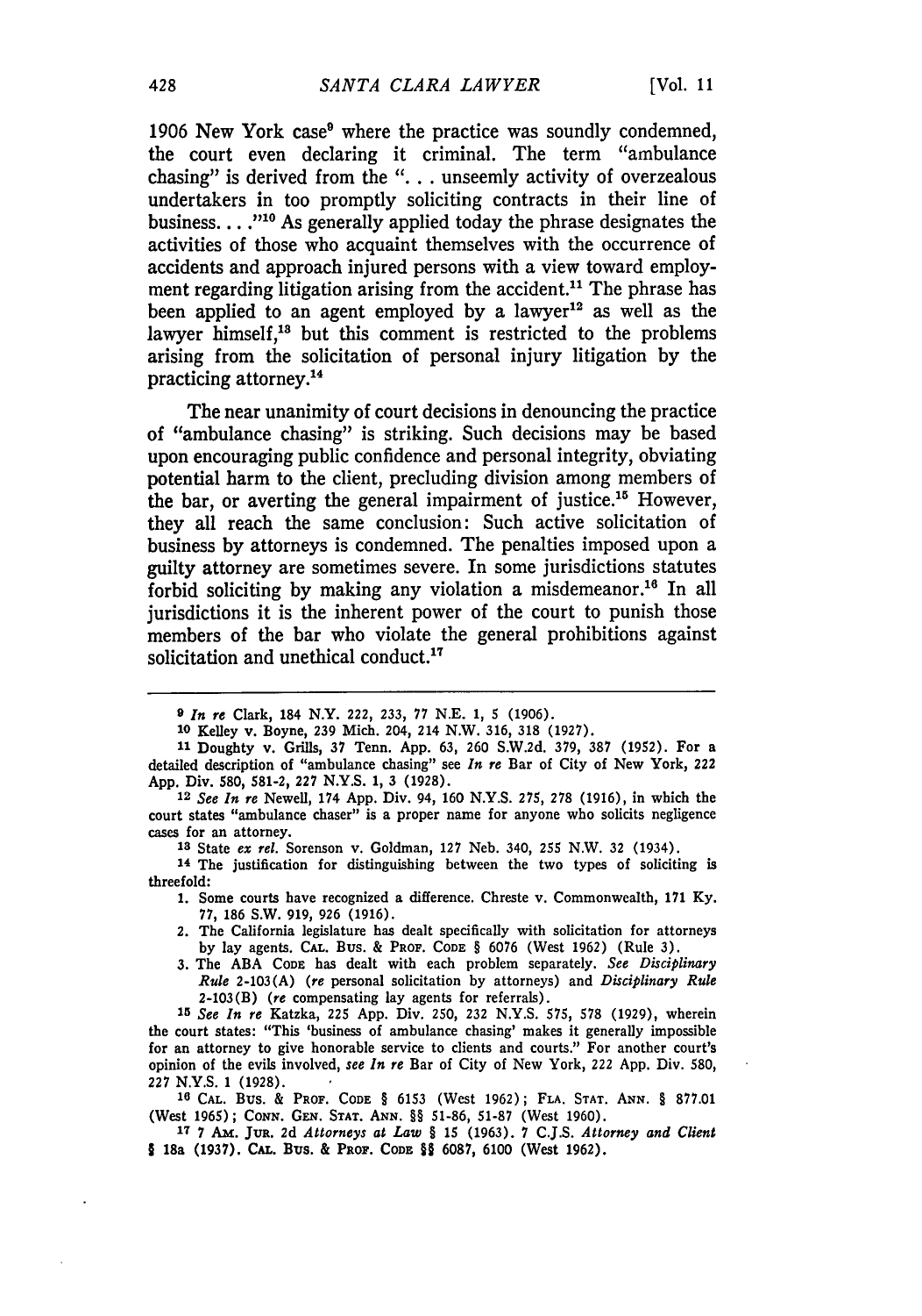1906 New York case[9] where the practice was soundly condemned, the court even declaring it criminal. The term "ambulance chasing" is derived from the ". . . unseemly activity of overzealous undertakers in too promptly soliciting contracts in their line of business. . . ."[10] As generally applied today the phrase designates the activities of those who acquaint themselves with the occurrence of accidents and approach injured persons with a view toward employment regarding litigation arising from the accident.[11] The phrase has been applied to an agent employed by a lawyer[12] as well as the lawyer himself,[13] but this comment is restricted to the problems arising from the solicitation of personal injury litigation by the practicing attorney.[14]

The near unanimity of court decisions in denouncing the practice of "ambulance chasing" is striking. Such decisions may be based upon encouraging public confidence and personal integrity, obviating potential harm to the client, precluding division among members of the bar, or averting the general impairment of justice.[15] However, they all reach the same conclusion: Such active solicitation of business by attorneys is condemned. The penalties imposed upon a guilty attorney are sometimes severe. In some jurisdictions statutes forbid soliciting by making any violation a misdemeanor.[16] In all jurisdictions it is the inherent power of the court to punish those members of the bar who violate the general prohibitions against solicitation and unethical conduct.[17]

---

[9] *In re* Clark, 184 N.Y. 222, 233, 77 N.E. 1, 5 (1906).

[10] Kelley v. Boyne, 239 Mich. 204, 214 N.W. 316, 318 (1927).

[11] Doughty v. Grills, 37 Tenn. App. 63, 260 S.W.2d. 379, 387 (1952). For a detailed description of "ambulance chasing" see *In re* Bar of City of New York, 222 App. Div. 580, 581-2, 227 N.Y.S. 1, 3 (1928).

[12] *See In re* Newell, 174 App. Div. 94, 160 N.Y.S. 275, 278 (1916), in which the court states "ambulance chaser" is a proper name for anyone who solicits negligence cases for an attorney.

[13] State *ex rel.* Sorenson v. Goldman, 127 Neb. 340, 255 N.W. 32 (1934).

[14] The justification for distinguishing between the two types of soliciting is threefold:

1. Some courts have recognized a difference. Chreste v. Commonwealth, 171 Ky. 77, 186 S.W. 919, 926 (1916).
2. The California legislature has dealt specifically with solicitation for attorneys by lay agents. CAL. BUS. & PROF. CODE § 6076 (West 1962) (Rule 3).
3. The ABA CODE has dealt with each problem separately. *See Disciplinary Rule* 2-103(A) (*re* personal solicitation by attorneys) and *Disciplinary Rule* 2-103(B) (*re* compensating lay agents for referrals).

[15] *See In re* Katzka, 225 App. Div. 250, 232 N.Y.S. 575, 578 (1929), wherein the court states: "This 'business of ambulance chasing' makes it generally impossible for an attorney to give honorable service to clients and courts." For another court's opinion of the evils involved, *see In re* Bar of City of New York, 222 App. Div. 580, 227 N.Y.S. 1 (1928).

[16] CAL. BUS. & PROF. CODE § 6153 (West 1962); FLA. STAT. ANN. § 877.01 (West 1965); CONN. GEN. STAT. ANN. §§ 51-86, 51-87 (West 1960).

[17] 7 AM. JUR. 2d *Attorneys at Law* § 15 (1963). 7 C.J.S. *Attorney and Client* § 18a (1937). CAL. BUS. & PROF. CODE §§ 6087, 6100 (West 1962).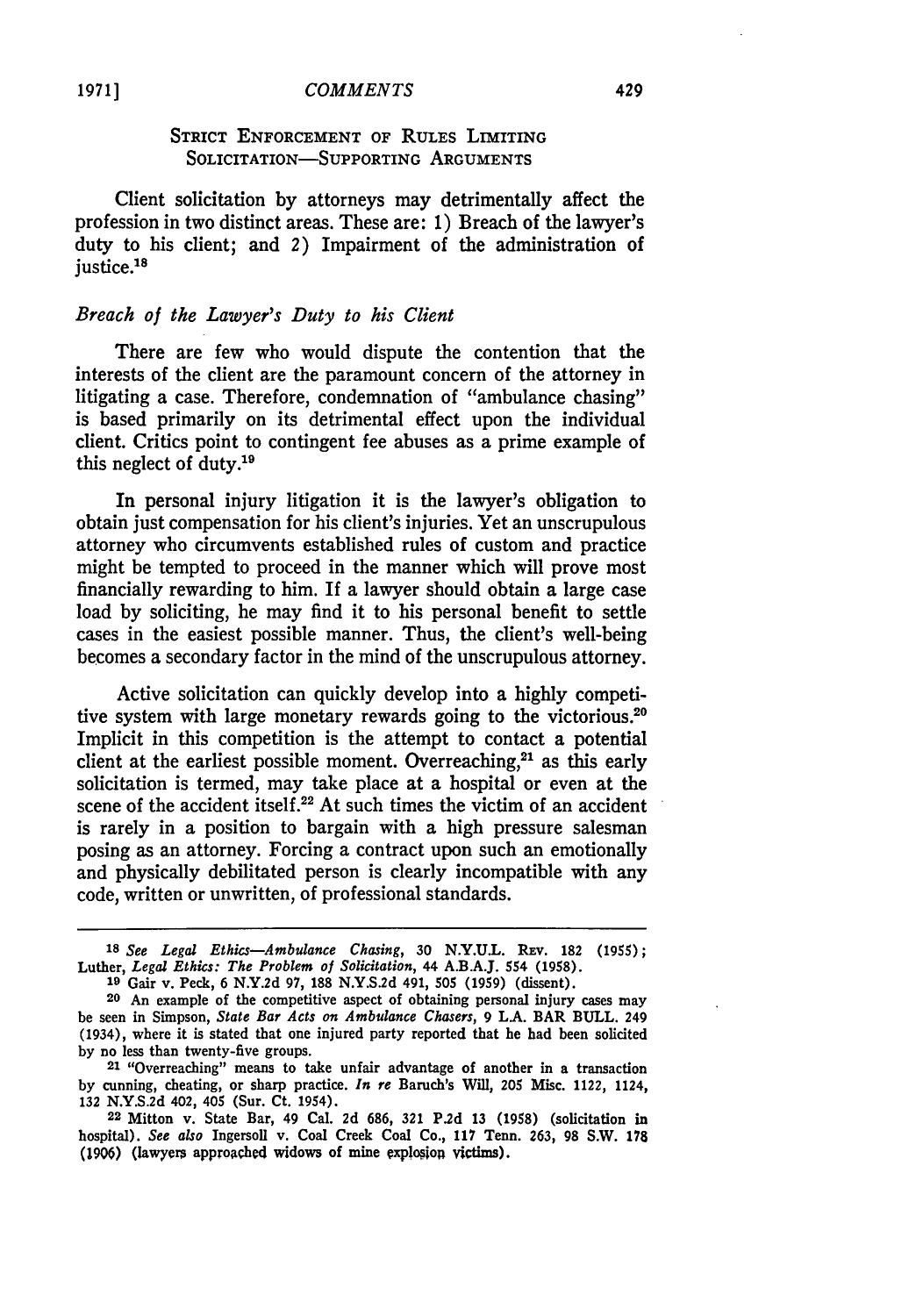### STRICT ENFORCEMENT OF RULES LIMITING SOLICITATION—SUPPORTING ARGUMENTS

Client solicitation by attorneys may detrimentally affect the profession in two distinct areas. These are: 1) Breach of the lawyer's duty to his client; and 2) Impairment of the administration of justice.[18]

*Breach of the Lawyer's Duty to his Client*

There are few who would dispute the contention that the interests of the client are the paramount concern of the attorney in litigating a case. Therefore, condemnation of "ambulance chasing" is based primarily on its detrimental effect upon the individual client. Critics point to contingent fee abuses as a prime example of this neglect of duty.[19]

In personal injury litigation it is the lawyer's obligation to obtain just compensation for his client's injuries. Yet an unscrupulous attorney who circumvents established rules of custom and practice might be tempted to proceed in the manner which will prove most financially rewarding to him. If a lawyer should obtain a large case load by soliciting, he may find it to his personal benefit to settle cases in the easiest possible manner. Thus, the client's well-being becomes a secondary factor in the mind of the unscrupulous attorney.

Active solicitation can quickly develop into a highly competitive system with large monetary rewards going to the victorious.[20] Implicit in this competition is the attempt to contact a potential client at the earliest possible moment. Overreaching,[21] as this early solicitation is termed, may take place at a hospital or even at the scene of the accident itself.[22] At such times the victim of an accident is rarely in a position to bargain with a high pressure salesman posing as an attorney. Forcing a contract upon such an emotionally and physically debilitated person is clearly incompatible with any code, written or unwritten, of professional standards.

---

[18] *See Legal Ethics—Ambulance Chasing*, 30 N.Y.U.L. REV. 182 (1955); Luther, *Legal Ethics: The Problem of Solicitation*, 44 A.B.A.J. 554 (1958).

[19] Gair v. Peck, 6 N.Y.2d 97, 188 N.Y.S.2d 491, 505 (1959) (dissent).

[20] An example of the competitive aspect of obtaining personal injury cases may be seen in Simpson, *State Bar Acts on Ambulance Chasers*, 9 L.A. BAR BULL. 249 (1934), where it is stated that one injured party reported that he had been solicited by no less than twenty-five groups.

[21] "Overreaching" means to take unfair advantage of another in a transaction by cunning, cheating, or sharp practice. *In re* Baruch's Will, 205 Misc. 1122, 1124, 132 N.Y.S.2d 402, 405 (Sur. Ct. 1954).

[22] Mitton v. State Bar, 49 Cal. 2d 686, 321 P.2d 13 (1958) (solicitation in hospital). *See also* Ingersoll v. Coal Creek Coal Co., 117 Tenn. 263, 98 S.W. 178 (1906) (lawyers approached widows of mine explosion victims).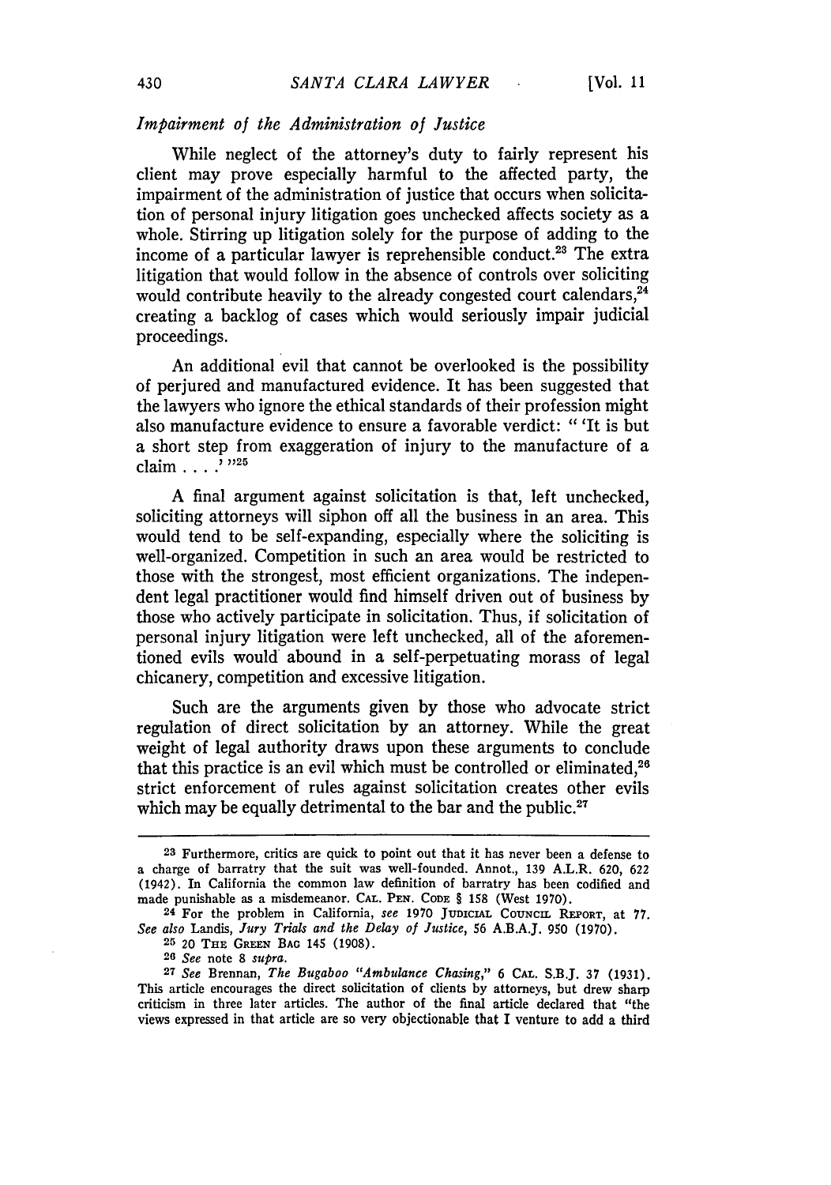*Impairment of the Administration of Justice*

While neglect of the attorney's duty to fairly represent his client may prove especially harmful to the affected party, the impairment of the administration of justice that occurs when solicitation of personal injury litigation goes unchecked affects society as a whole. Stirring up litigation solely for the purpose of adding to the income of a particular lawyer is reprehensible conduct.[23] The extra litigation that would follow in the absence of controls over soliciting would contribute heavily to the already congested court calendars,[24] creating a backlog of cases which would seriously impair judicial proceedings.

An additional evil that cannot be overlooked is the possibility of perjured and manufactured evidence. It has been suggested that the lawyers who ignore the ethical standards of their profession might also manufacture evidence to ensure a favorable verdict: " 'It is but a short step from exaggeration of injury to the manufacture of a claim . . . .' "[25]

A final argument against solicitation is that, left unchecked, soliciting attorneys will siphon off all the business in an area. This would tend to be self-expanding, especially where the soliciting is well-organized. Competition in such an area would be restricted to those with the strongest, most efficient organizations. The independent legal practitioner would find himself driven out of business by those who actively participate in solicitation. Thus, if solicitation of personal injury litigation were left unchecked, all of the aforementioned evils would abound in a self-perpetuating morass of legal chicanery, competition and excessive litigation.

Such are the arguments given by those who advocate strict regulation of direct solicitation by an attorney. While the great weight of legal authority draws upon these arguments to conclude that this practice is an evil which must be controlled or eliminated,[26] strict enforcement of rules against solicitation creates other evils which may be equally detrimental to the bar and the public.[27]

---

[23] Furthermore, critics are quick to point out that it has never been a defense to a charge of barratry that the suit was well-founded. Annot., 139 A.L.R. 620, 622 (1942). In California the common law definition of barratry has been codified and made punishable as a misdemeanor. CAL. PEN. CODE § 158 (West 1970).

[24] For the problem in California, *see* 1970 JUDICIAL COUNCIL REPORT, at 77. *See also* Landis, *Jury Trials and the Delay of Justice*, 56 A.B.A.J. 950 (1970).

[25] 20 THE GREEN BAG 145 (1908).

[26] *See* note 8 *supra*.

[27] *See* Brennan, *The Bugaboo "Ambulance Chasing,"* 6 CAL. S.B.J. 37 (1931). This article encourages the direct solicitation of clients by attorneys, but drew sharp criticism in three later articles. The author of the final article declared that "the views expressed in that article are so very objectionable that I venture to add a third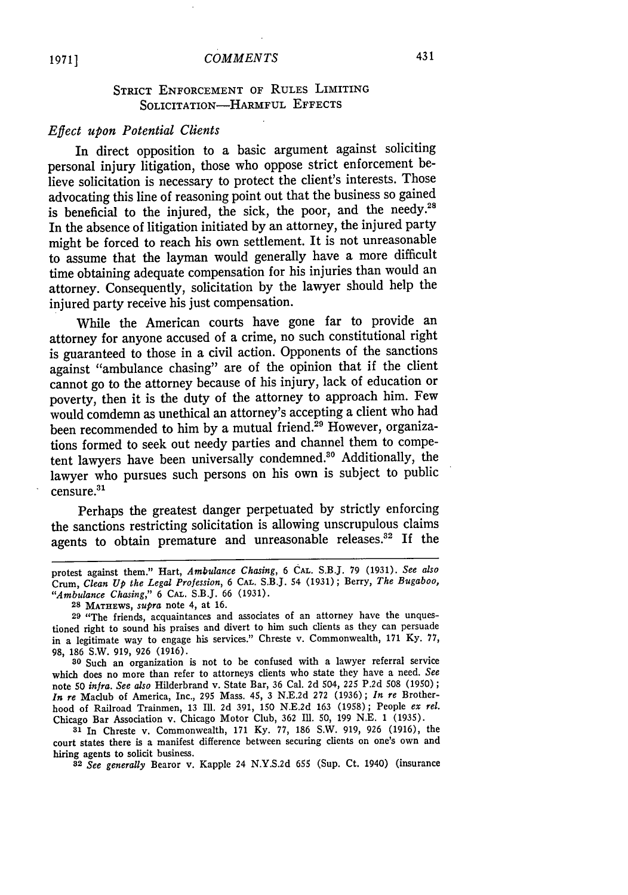## STRICT ENFORCEMENT OF RULES LIMITING SOLICITATION—HARMFUL EFFECTS

### *Effect upon Potential Clients*

In direct opposition to a basic argument against soliciting personal injury litigation, those who oppose strict enforcement believe solicitation is necessary to protect the client's interests. Those advocating this line of reasoning point out that the business so gained is beneficial to the injured, the sick, the poor, and the needy.[28] In the absence of litigation initiated by an attorney, the injured party might be forced to reach his own settlement. It is not unreasonable to assume that the layman would generally have a more difficult time obtaining adequate compensation for his injuries than would an attorney. Consequently, solicitation by the lawyer should help the injured party receive his just compensation.

While the American courts have gone far to provide an attorney for anyone accused of a crime, no such constitutional right is guaranteed to those in a civil action. Opponents of the sanctions against "ambulance chasing" are of the opinion that if the client cannot go to the attorney because of his injury, lack of education or poverty, then it is the duty of the attorney to approach him. Few would comdemn as unethical an attorney's accepting a client who had been recommended to him by a mutual friend.[29] However, organizations formed to seek out needy parties and channel them to competent lawyers have been universally condemned.[30] Additionally, the lawyer who pursues such persons on his own is subject to public censure.[31]

Perhaps the greatest danger perpetuated by strictly enforcing the sanctions restricting solicitation is allowing unscrupulous claims agents to obtain premature and unreasonable releases.[32] If the

---

protest against them." Hart, *Ambulance Chasing*, 6 CAL. S.B.J. 79 (1931). *See also* Crum, *Clean Up the Legal Profession*, 6 CAL. S.B.J. 54 (1931); Berry, *The Bugaboo, "Ambulance Chasing,"* 6 CAL. S.B.J. 66 (1931).

[28] MATHEWS, *supra* note 4, at 16.

[29] "The friends, acquaintances and associates of an attorney have the unquestioned right to sound his praises and divert to him such clients as they can persuade in a legitimate way to engage his services." Chreste v. Commonwealth, 171 Ky. 77, 98, 186 S.W. 919, 926 (1916).

[30] Such an organization is not to be confused with a lawyer referral service which does no more than refer to attorneys clients who state they have a need. *See* note 50 *infra*. *See also* Hilderbrand v. State Bar, 36 Cal. 2d 504, 225 P.2d 508 (1950); *In re* Maclub of America, Inc., 295 Mass. 45, 3 N.E.2d 272 (1936); *In re* Brotherhood of Railroad Trainmen, 13 Ill. 2d 391, 150 N.E.2d 163 (1958); People *ex rel.* Chicago Bar Association v. Chicago Motor Club, 362 Ill. 50, 199 N.E. 1 (1935).

[31] In Chreste v. Commonwealth, 171 Ky. 77, 186 S.W. 919, 926 (1916), the court states there is a manifest difference between securing clients on one's own and hiring agents to solicit business.

[32] *See generally* Bearor v. Kapple 24 N.Y.S.2d 655 (Sup. Ct. 1940) (insurance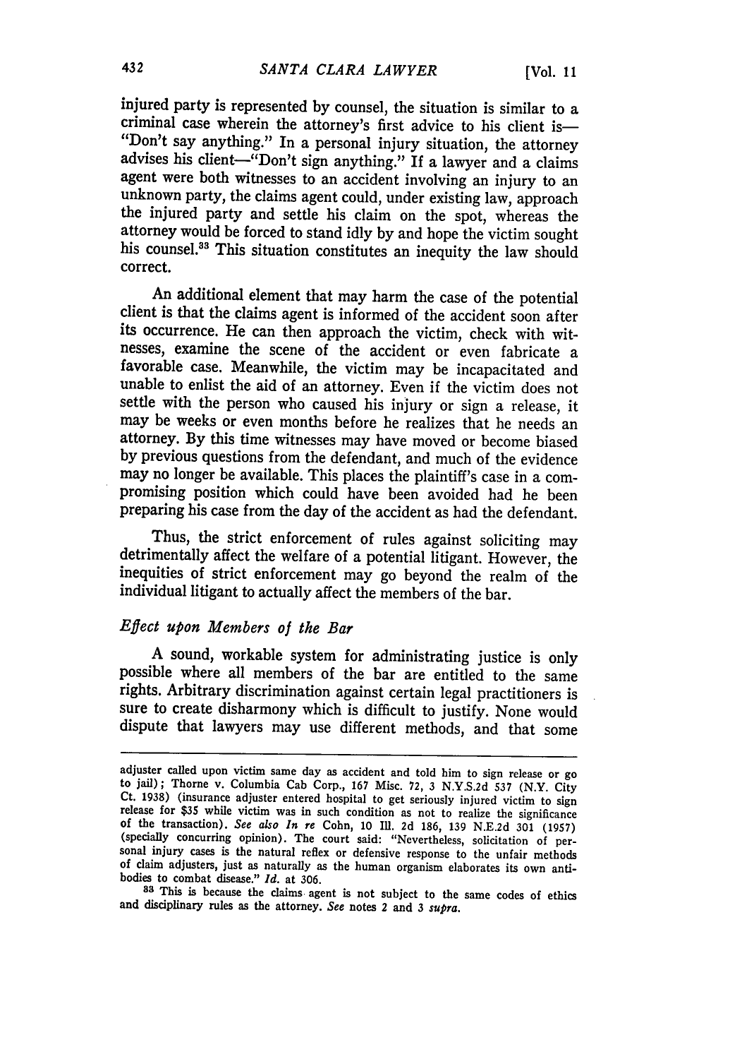injured party is represented by counsel, the situation is similar to a criminal case wherein the attorney's first advice to his client is—"Don't say anything." In a personal injury situation, the attorney advises his client—"Don't sign anything." If a lawyer and a claims agent were both witnesses to an accident involving an injury to an unknown party, the claims agent could, under existing law, approach the injured party and settle his claim on the spot, whereas the attorney would be forced to stand idly by and hope the victim sought his counsel.[33] This situation constitutes an inequity the law should correct.

An additional element that may harm the case of the potential client is that the claims agent is informed of the accident soon after its occurrence. He can then approach the victim, check with witnesses, examine the scene of the accident or even fabricate a favorable case. Meanwhile, the victim may be incapacitated and unable to enlist the aid of an attorney. Even if the victim does not settle with the person who caused his injury or sign a release, it may be weeks or even months before he realizes that he needs an attorney. By this time witnesses may have moved or become biased by previous questions from the defendant, and much of the evidence may no longer be available. This places the plaintiff's case in a compromising position which could have been avoided had he been preparing his case from the day of the accident as had the defendant.

Thus, the strict enforcement of rules against soliciting may detrimentally affect the welfare of a potential litigant. However, the inequities of strict enforcement may go beyond the realm of the individual litigant to actually affect the members of the bar.

### *Effect upon Members of the Bar*

A sound, workable system for administrating justice is only possible where all members of the bar are entitled to the same rights. Arbitrary discrimination against certain legal practitioners is sure to create disharmony which is difficult to justify. None would dispute that lawyers may use different methods, and that some

---

adjuster called upon victim same day as accident and told him to sign release or go to jail); Thorne v. Columbia Cab Corp., 167 Misc. 72, 3 N.Y.S.2d 537 (N.Y. City Ct. 1938) (insurance adjuster entered hospital to get seriously injured victim to sign release for $35 while victim was in such condition as not to realize the significance of the transaction). *See also In re* Cohn, 10 Ill. 2d 186, 139 N.E.2d 301 (1957) (specially concurring opinion). The court said: "Nevertheless, solicitation of personal injury cases is the natural reflex or defensive response to the unfair methods of claim adjusters, just as naturally as the human organism elaborates its own antibodies to combat disease." *Id.* at 306.

[33] This is because the claims agent is not subject to the same codes of ethics and disciplinary rules as the attorney. *See* notes 2 and 3 *supra*.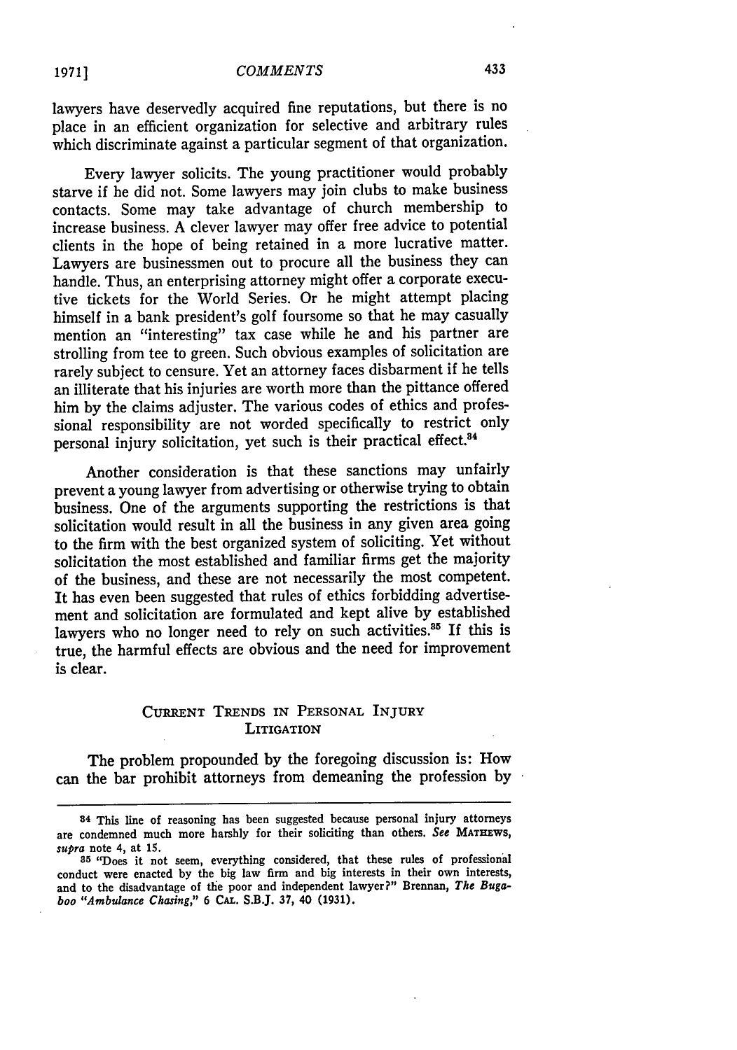lawyers have deservedly acquired fine reputations, but there is no place in an efficient organization for selective and arbitrary rules which discriminate against a particular segment of that organization.

Every lawyer solicits. The young practitioner would probably starve if he did not. Some lawyers may join clubs to make business contacts. Some may take advantage of church membership to increase business. A clever lawyer may offer free advice to potential clients in the hope of being retained in a more lucrative matter. Lawyers are businessmen out to procure all the business they can handle. Thus, an enterprising attorney might offer a corporate executive tickets for the World Series. Or he might attempt placing himself in a bank president's golf foursome so that he may casually mention an "interesting" tax case while he and his partner are strolling from tee to green. Such obvious examples of solicitation are rarely subject to censure. Yet an attorney faces disbarment if he tells an illiterate that his injuries are worth more than the pittance offered him by the claims adjuster. The various codes of ethics and professional responsibility are not worded specifically to restrict only personal injury solicitation, yet such is their practical effect.[34]

Another consideration is that these sanctions may unfairly prevent a young lawyer from advertising or otherwise trying to obtain business. One of the arguments supporting the restrictions is that solicitation would result in all the business in any given area going to the firm with the best organized system of soliciting. Yet without solicitation the most established and familiar firms get the majority of the business, and these are not necessarily the most competent. It has even been suggested that rules of ethics forbidding advertisement and solicitation are formulated and kept alive by established lawyers who no longer need to rely on such activities.[35] If this is true, the harmful effects are obvious and the need for improvement is clear.

## CURRENT TRENDS IN PERSONAL INJURY LITIGATION

The problem propounded by the foregoing discussion is: How can the bar prohibit attorneys from demeaning the profession by

---

[34] This line of reasoning has been suggested because personal injury attorneys are condemned much more harshly for their soliciting than others. *See* MATHEWS, *supra* note 4, at 15.

[35] "Does it not seem, everything considered, that these rules of professional conduct were enacted by the big law firm and big interests in their own interests, and to the disadvantage of the poor and independent lawyer?" Brennan, *The Bugaboo "Ambulance Chasing,"* 6 CAL. S.B.J. 37, 40 (1931).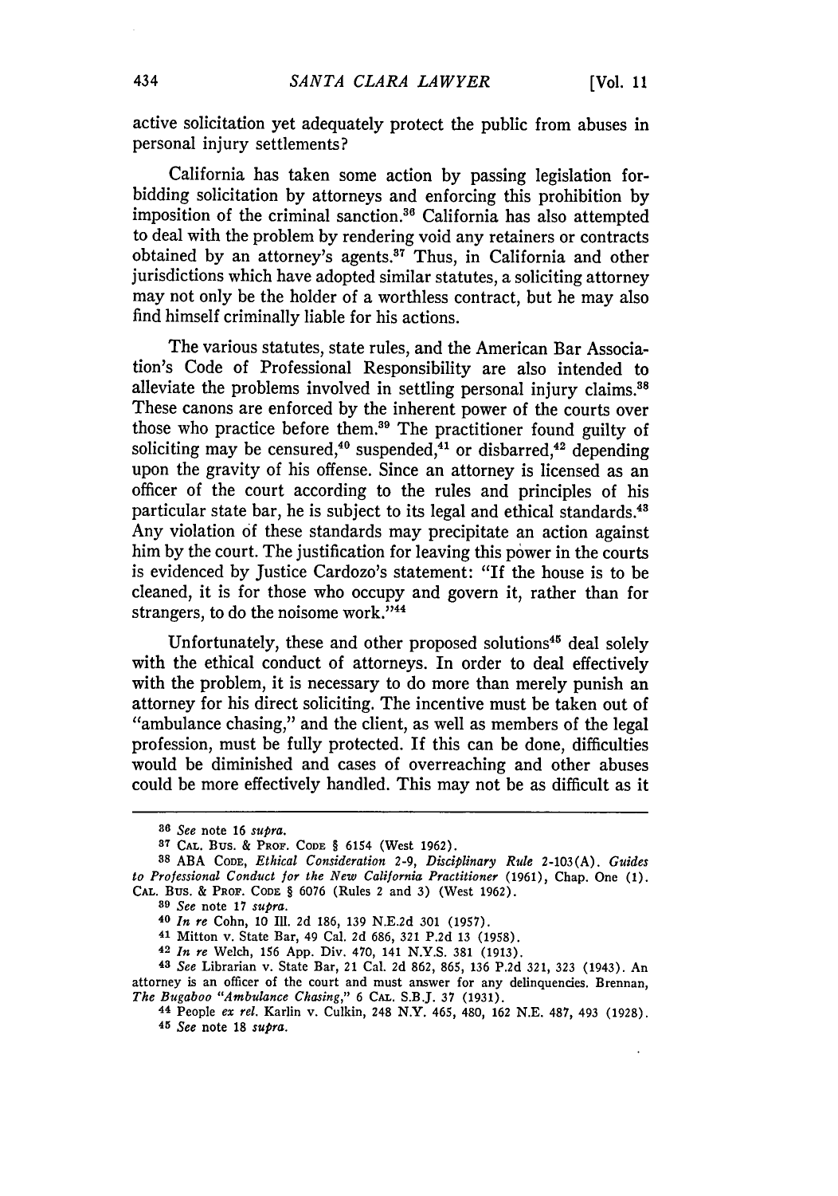active solicitation yet adequately protect the public from abuses in personal injury settlements?

California has taken some action by passing legislation forbidding solicitation by attorneys and enforcing this prohibition by imposition of the criminal sanction.[36] California has also attempted to deal with the problem by rendering void any retainers or contracts obtained by an attorney's agents.[37] Thus, in California and other jurisdictions which have adopted similar statutes, a soliciting attorney may not only be the holder of a worthless contract, but he may also find himself criminally liable for his actions.

The various statutes, state rules, and the American Bar Association's Code of Professional Responsibility are also intended to alleviate the problems involved in settling personal injury claims.[38] These canons are enforced by the inherent power of the courts over those who practice before them.[39] The practitioner found guilty of soliciting may be censured,[40] suspended,[41] or disbarred,[42] depending upon the gravity of his offense. Since an attorney is licensed as an officer of the court according to the rules and principles of his particular state bar, he is subject to its legal and ethical standards.[43] Any violation of these standards may precipitate an action against him by the court. The justification for leaving this power in the courts is evidenced by Justice Cardozo's statement: "If the house is to be cleaned, it is for those who occupy and govern it, rather than for strangers, to do the noisome work."[44]

Unfortunately, these and other proposed solutions[45] deal solely with the ethical conduct of attorneys. In order to deal effectively with the problem, it is necessary to do more than merely punish an attorney for his direct soliciting. The incentive must be taken out of "ambulance chasing," and the client, as well as members of the legal profession, must be fully protected. If this can be done, difficulties would be diminished and cases of overreaching and other abuses could be more effectively handled. This may not be as difficult as it

---

[36] *See* note 16 *supra.*

[37] CAL. BUS. & PROF. CODE § 6154 (West 1962).

[38] ABA CODE, *Ethical Consideration* 2-9, *Disciplinary Rule* 2-103(A). *Guides to Professional Conduct for the New California Practitioner* (1961), Chap. One (1). CAL. BUS. & PROF. CODE § 6076 (Rules 2 and 3) (West 1962).

[39] *See* note 17 *supra.*

[40] *In re* Cohn, 10 Ill. 2d 186, 139 N.E.2d 301 (1957).

[41] Mitton v. State Bar, 49 Cal. 2d 686, 321 P.2d 13 (1958).

[42] *In re* Welch, 156 App. Div. 470, 141 N.Y.S. 381 (1913).

[43] *See* Librarian v. State Bar, 21 Cal. 2d 862, 865, 136 P.2d 321, 323 (1943). An attorney is an officer of the court and must answer for any delinquencies. Brennan, *The Bugaboo "Ambulance Chasing,"* 6 CAL. S.B.J. 37 (1931).

[44] People *ex rel.* Karlin v. Culkin, 248 N.Y. 465, 480, 162 N.E. 487, 493 (1928).

[45] *See* note 18 *supra.*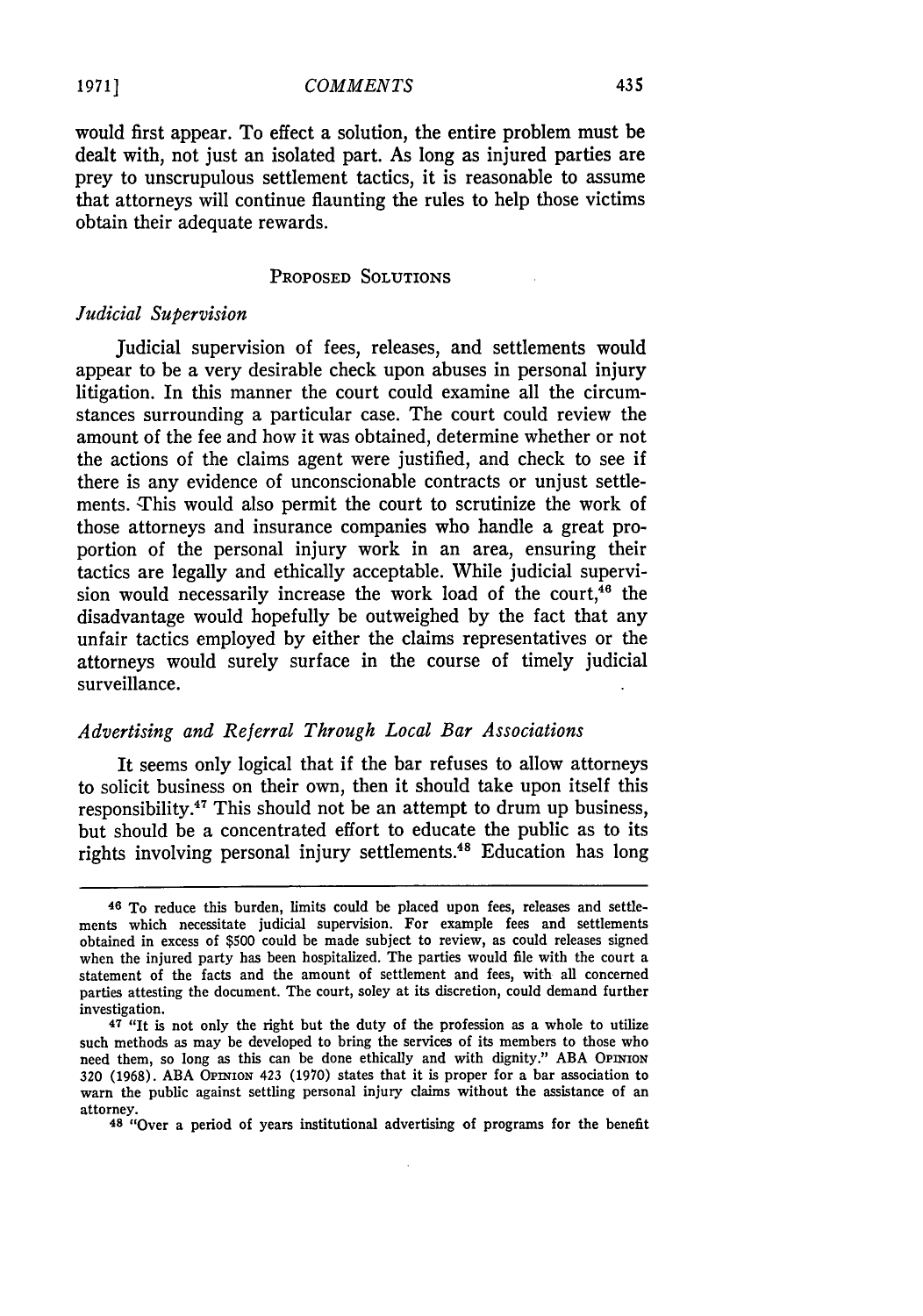would first appear. To effect a solution, the entire problem must be dealt with, not just an isolated part. As long as injured parties are prey to unscrupulous settlement tactics, it is reasonable to assume that attorneys will continue flaunting the rules to help those victims obtain their adequate rewards.

## PROPOSED SOLUTIONS

### *Judicial Supervision*

Judicial supervision of fees, releases, and settlements would appear to be a very desirable check upon abuses in personal injury litigation. In this manner the court could examine all the circumstances surrounding a particular case. The court could review the amount of the fee and how it was obtained, determine whether or not the actions of the claims agent were justified, and check to see if there is any evidence of unconscionable contracts or unjust settlements. This would also permit the court to scrutinize the work of those attorneys and insurance companies who handle a great proportion of the personal injury work in an area, ensuring their tactics are legally and ethically acceptable. While judicial supervision would necessarily increase the work load of the court,[46] the disadvantage would hopefully be outweighed by the fact that any unfair tactics employed by either the claims representatives or the attorneys would surely surface in the course of timely judicial surveillance.

### *Advertising and Referral Through Local Bar Associations*

It seems only logical that if the bar refuses to allow attorneys to solicit business on their own, then it should take upon itself this responsibility.[47] This should not be an attempt to drum up business, but should be a concentrated effort to educate the public as to its rights involving personal injury settlements.[48] Education has long

---

[46] To reduce this burden, limits could be placed upon fees, releases and settlements which necessitate judicial supervision. For example fees and settlements obtained in excess of $500 could be made subject to review, as could releases signed when the injured party has been hospitalized. The parties would file with the court a statement of the facts and the amount of settlement and fees, with all concerned parties attesting the document. The court, soley at its discretion, could demand further investigation.

[47] "It is not only the right but the duty of the profession as a whole to utilize such methods as may be developed to bring the services of its members to those who need them, so long as this can be done ethically and with dignity." ABA OPINION 320 (1968). ABA OPINION 423 (1970) states that it is proper for a bar association to warn the public against settling personal injury claims without the assistance of an attorney.

[48] "Over a period of years institutional advertising of programs for the benefit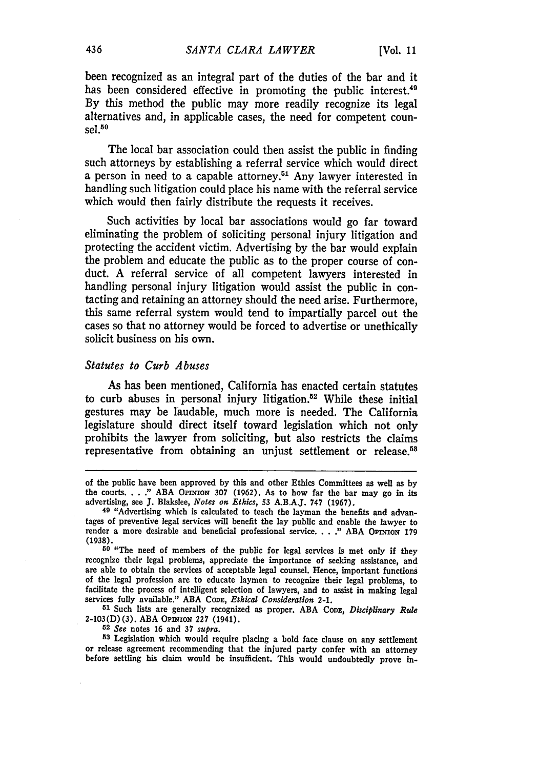been recognized as an integral part of the duties of the bar and it has been considered effective in promoting the public interest.[49] By this method the public may more readily recognize its legal alternatives and, in applicable cases, the need for competent counsel.[50]

The local bar association could then assist the public in finding such attorneys by establishing a referral service which would direct a person in need to a capable attorney.[51] Any lawyer interested in handling such litigation could place his name with the referral service which would then fairly distribute the requests it receives.

Such activities by local bar associations would go far toward eliminating the problem of soliciting personal injury litigation and protecting the accident victim. Advertising by the bar would explain the problem and educate the public as to the proper course of conduct. A referral service of all competent lawyers interested in handling personal injury litigation would assist the public in contacting and retaining an attorney should the need arise. Furthermore, this same referral system would tend to impartially parcel out the cases so that no attorney would be forced to advertise or unethically solicit business on his own.

### *Statutes to Curb Abuses*

As has been mentioned, California has enacted certain statutes to curb abuses in personal injury litigation.[52] While these initial gestures may be laudable, much more is needed. The California legislature should direct itself toward legislation which not only prohibits the lawyer from soliciting, but also restricts the claims representative from obtaining an unjust settlement or release.[53]

---

of the public have been approved by this and other Ethics Committees as well as by the courts. . . ." ABA OPINION 307 (1962). As to how far the bar may go in its advertising, see J. Blakslee, *Notes on Ethics*, 53 A.B.A.J. 747 (1967).

[49] "Advertising which is calculated to teach the layman the benefits and advantages of preventive legal services will benefit the lay public and enable the lawyer to render a more desirable and beneficial professional service. . . ." ABA OPINION 179 (1938).

[50] "The need of members of the public for legal services is met only if they recognize their legal problems, appreciate the importance of seeking assistance, and are able to obtain the services of acceptable legal counsel. Hence, important functions of the legal profession are to educate laymen to recognize their legal problems, to facilitate the process of intelligent selection of lawyers, and to assist in making legal services fully available." ABA CODE, *Ethical Consideration* 2-1.

[51] Such lists are generally recognized as proper. ABA CODE, *Disciplinary Rule* 2-103(D)(3). ABA OPINION 227 (1941).

[52] *See* notes 16 and 37 *supra*.

[53] Legislation which would require placing a bold face clause on any settlement or release agreement recommending that the injured party confer with an attorney before settling his claim would be insufficient. This would undoubtedly prove in-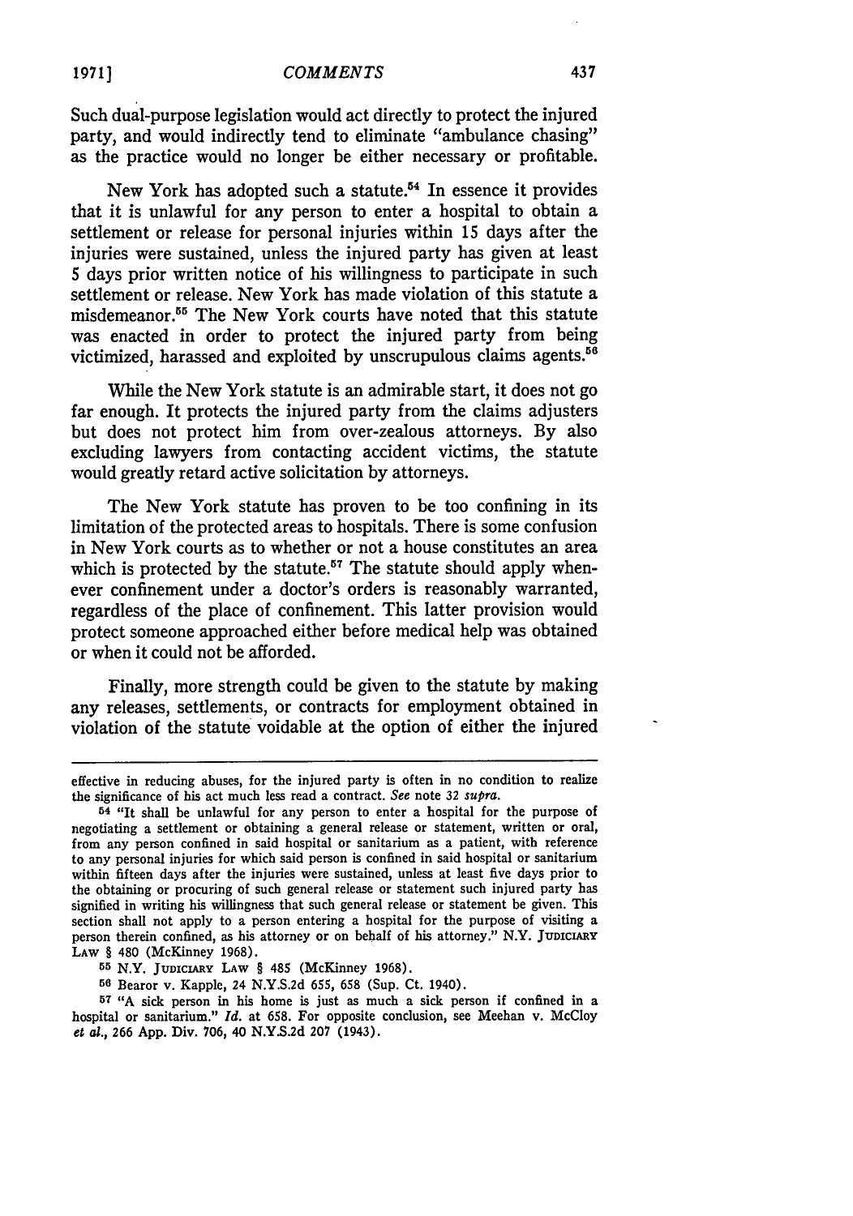Such dual-purpose legislation would act directly to protect the injured party, and would indirectly tend to eliminate "ambulance chasing" as the practice would no longer be either necessary or profitable.

New York has adopted such a statute.[54] In essence it provides that it is unlawful for any person to enter a hospital to obtain a settlement or release for personal injuries within 15 days after the injuries were sustained, unless the injured party has given at least 5 days prior written notice of his willingness to participate in such settlement or release. New York has made violation of this statute a misdemeanor.[55] The New York courts have noted that this statute was enacted in order to protect the injured party from being victimized, harassed and exploited by unscrupulous claims agents.[56]

While the New York statute is an admirable start, it does not go far enough. It protects the injured party from the claims adjusters but does not protect him from over-zealous attorneys. By also excluding lawyers from contacting accident victims, the statute would greatly retard active solicitation by attorneys.

The New York statute has proven to be too confining in its limitation of the protected areas to hospitals. There is some confusion in New York courts as to whether or not a house constitutes an area which is protected by the statute.[57] The statute should apply whenever confinement under a doctor's orders is reasonably warranted, regardless of the place of confinement. This latter provision would protect someone approached either before medical help was obtained or when it could not be afforded.

Finally, more strength could be given to the statute by making any releases, settlements, or contracts for employment obtained in violation of the statute voidable at the option of either the injured

---

effective in reducing abuses, for the injured party is often in no condition to realize the significance of his act much less read a contract. *See* note 32 *supra*.

[54] "It shall be unlawful for any person to enter a hospital for the purpose of negotiating a settlement or obtaining a general release or statement, written or oral, from any person confined in said hospital or sanitarium as a patient, with reference to any personal injuries for which said person is confined in said hospital or sanitarium within fifteen days after the injuries were sustained, unless at least five days prior to the obtaining or procuring of such general release or statement such injured party has signified in writing his willingness that such general release or statement be given. This section shall not apply to a person entering a hospital for the purpose of visiting a person therein confined, as his attorney or on behalf of his attorney." N.Y. JUDICIARY LAW § 480 (McKinney 1968).

[55] N.Y. JUDICIARY LAW § 485 (McKinney 1968).

[56] Bearor v. Kapple, 24 N.Y.S.2d 655, 658 (Sup. Ct. 1940).

[57] "A sick person in his home is just as much a sick person if confined in a hospital or sanitarium." *Id.* at 658. For opposite conclusion, see Meehan v. McCloy *et al.*, 266 App. Div. 706, 40 N.Y.S.2d 207 (1943).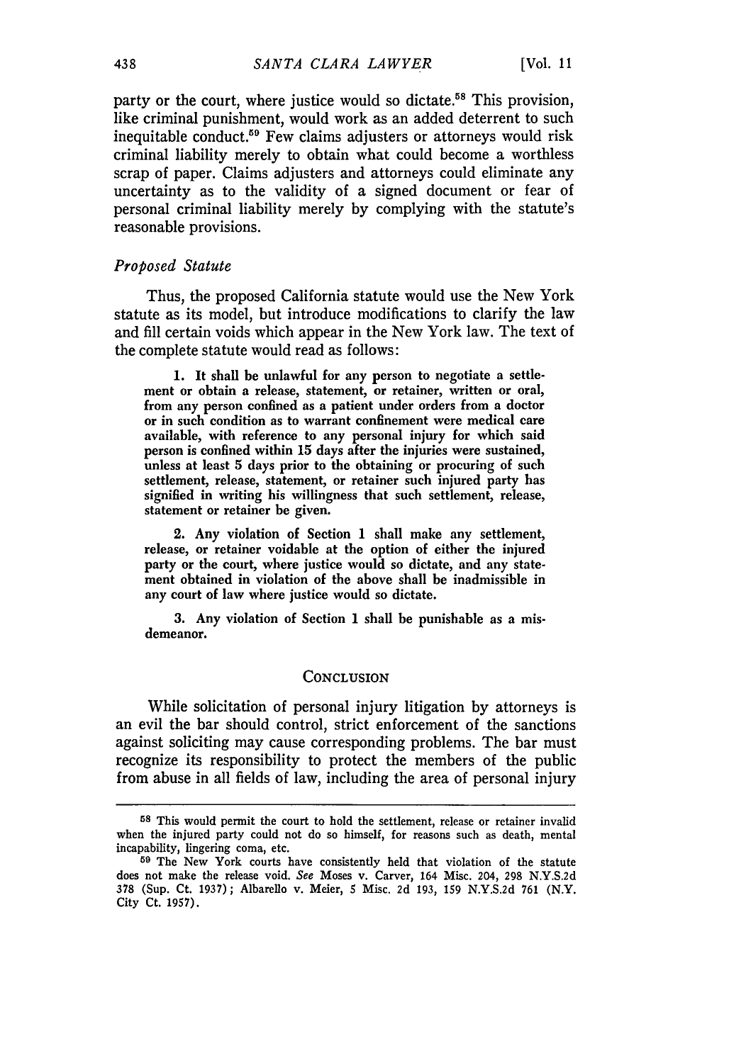party or the court, where justice would so dictate.[58] This provision, like criminal punishment, would work as an added deterrent to such inequitable conduct.[59] Few claims adjusters or attorneys would risk criminal liability merely to obtain what could become a worthless scrap of paper. Claims adjusters and attorneys could eliminate any uncertainty as to the validity of a signed document or fear of personal criminal liability merely by complying with the statute's reasonable provisions.

### *Proposed Statute*

Thus, the proposed California statute would use the New York statute as its model, but introduce modifications to clarify the law and fill certain voids which appear in the New York law. The text of the complete statute would read as follows:

> **1. It shall be unlawful for any person to negotiate a settlement or obtain a release, statement, or retainer, written or oral, from any person confined as a patient under orders from a doctor or in such condition as to warrant confinement were medical care available, with reference to any personal injury for which said person is confined within 15 days after the injuries were sustained, unless at least 5 days prior to the obtaining or procuring of such settlement, release, statement, or retainer such injured party has signified in writing his willingness that such settlement, release, statement or retainer be given.**
>
> **2. Any violation of Section 1 shall make any settlement, release, or retainer voidable at the option of either the injured party or the court, where justice would so dictate, and any statement obtained in violation of the above shall be inadmissible in any court of law where justice would so dictate.**
>
> **3. Any violation of Section 1 shall be punishable as a misdemeanor.**

## CONCLUSION

While solicitation of personal injury litigation by attorneys is an evil the bar should control, strict enforcement of the sanctions against soliciting may cause corresponding problems. The bar must recognize its responsibility to protect the members of the public from abuse in all fields of law, including the area of personal injury

---

[58] This would permit the court to hold the settlement, release or retainer invalid when the injured party could not do so himself, for reasons such as death, mental incapability, lingering coma, etc.

[59] The New York courts have consistently held that violation of the statute does not make the release void. *See* Moses v. Carver, 164 Misc. 204, 298 N.Y.S.2d 378 (Sup. Ct. 1937); Albarello v. Meier, 5 Misc. 2d 193, 159 N.Y.S.2d 761 (N.Y. City Ct. 1957).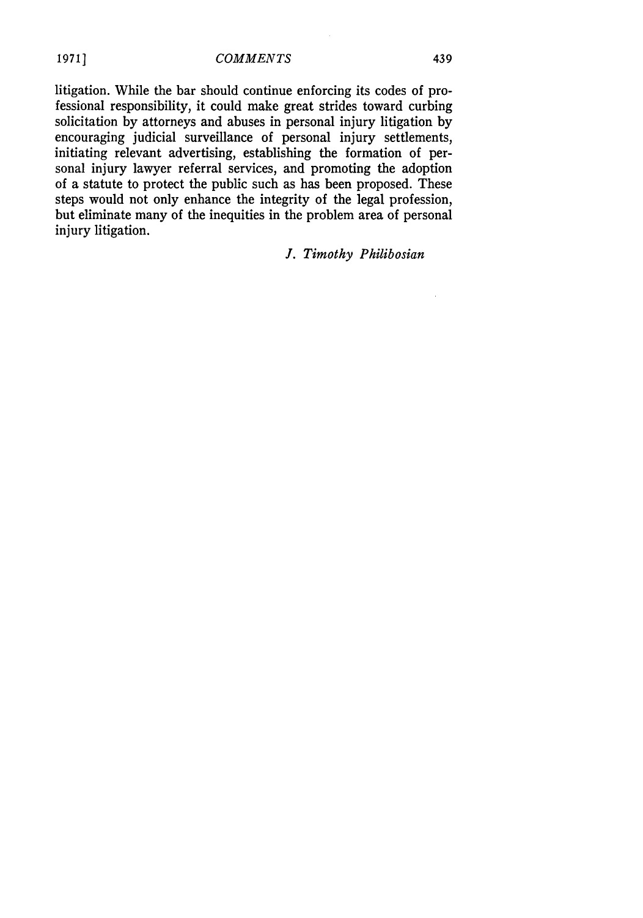litigation. While the bar should continue enforcing its codes of professional responsibility, it could make great strides toward curbing solicitation by attorneys and abuses in personal injury litigation by encouraging judicial surveillance of personal injury settlements, initiating relevant advertising, establishing the formation of personal injury lawyer referral services, and promoting the adoption of a statute to protect the public such as has been proposed. These steps would not only enhance the integrity of the legal profession, but eliminate many of the inequities in the problem area of personal injury litigation.

*J. Timothy Philibosian*